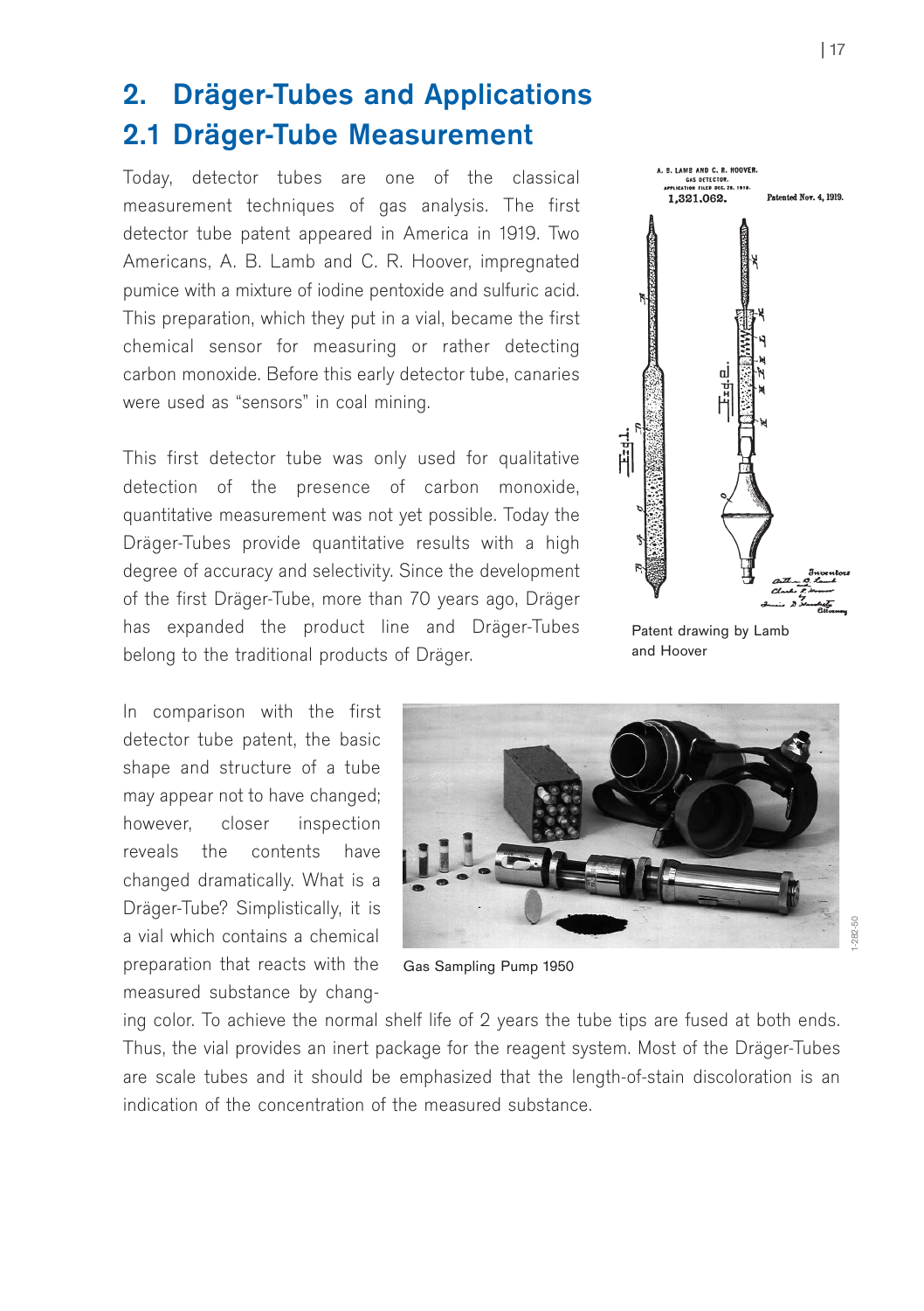# 2. Dräger-Tubes and Applications

## 2.1 Dräger-Tube Measurement

Today, detector tubes are one of the classical measurement techniques of gas analysis. The first detector tube patent appeared in America in 1919. Two Americans, A. B. Lamb and C. R. Hoover, impregnated pumice with a mixture of iodine pentoxide and sulfuric acid. This preparation, which they put in a vial, became the first chemical sensor for measuring or rather detecting carbon monoxide. Before this early detector tube, canaries were used as "sensors" in coal mining.

This first detector tube was only used for qualitative detection of the presence of carbon monoxide, quantitative measurement was not yet possible. Today the Dräger-Tubes provide quantitative results with a high degree of accuracy and selectivity. Since the development of the first Dräger-Tube, more than 70 years ago, Dräger has expanded the product line and Dräger-Tubes belong to the traditional products of Dräger.

Patent drawing by Lamb and Hoover

In comparison with the first detector tube patent, the basic shape and structure of a tube may appear not to have changed; however, closer inspection reveals the contents have changed dramatically. What is a Dräger-Tube? Simplistically, it is a vial which contains a chemical preparation that reacts with the measured substance by changing color. To achieve the normal shelf life of 2 years the tube tips are fused at both ends. Thus, the vial provides an inert package for the reagent system. Most of the Dräger-Tubes are scale tubes and it should be emphasized that the length-of-stain discoloration is an indication of the concentration of the measured substance.

Gas Sampling Pump 1950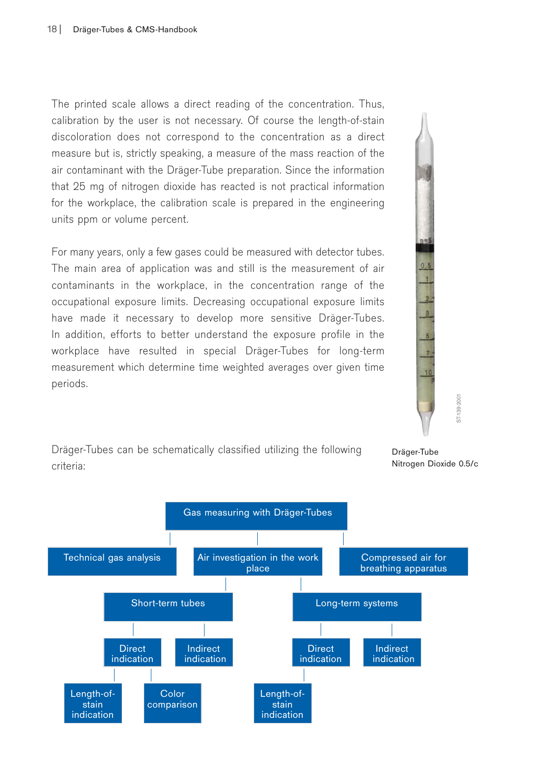The printed scale allows a direct reading of the concentration. Thus, calibration by the user is not necessary. Of course the length-of-stain discoloration does not correspond to the concentration as a direct measure but is, strictly speaking, a measure of the mass reaction of the air contaminant with the Dräger-Tube preparation. Since the information that 25 mg of nitrogen dioxide has reacted is not practical information for the workplace, the calibration scale is prepared in the engineering units ppm or volume percent.

For many years, only a few gases could be measured with detector tubes. The main area of application was and still is the measurement of air contaminants in the workplace, in the concentration range of the occupational exposure limits. Decreasing occupational exposure limits have made it necessary to develop more sensitive Dräger-Tubes. In addition, efforts to better understand the exposure profile in the workplace have resulted in special Dräger-Tubes for long-term measurement which determine time weighted averages over given time periods.

Dräger-Tube
Nitrogen Dioxide 0.5/c

Dräger-Tubes can be schematically classified utilizing the following criteria:

- Gas measuring with Dräger-Tubes
  - Technical gas analysis
  - Air investigation in the work place
    - Short-term tubes
      - Direct indication
        - Length-of-stain indication
        - Color comparison
      - Indirect indication
    - Long-term systems
      - Direct indication
        - Length-of-stain indication
      - Indirect indication
  - Compressed air for breathing apparatus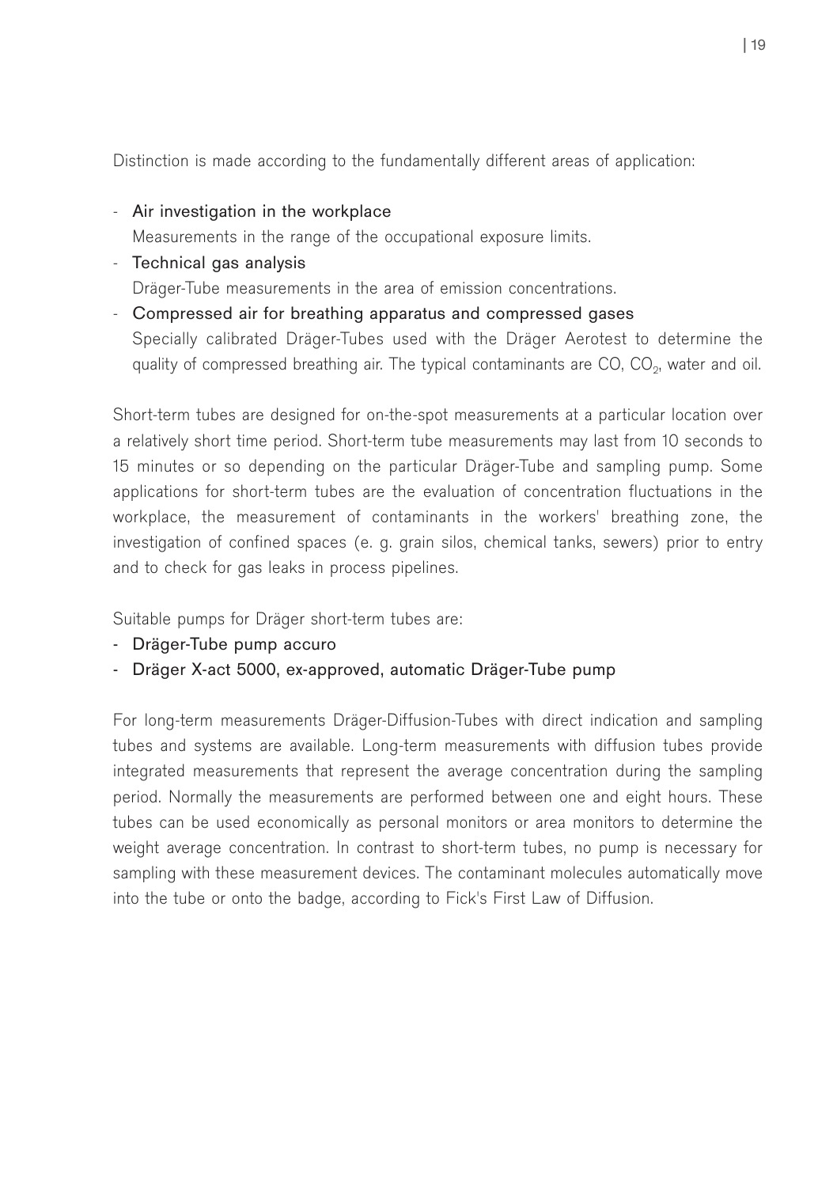Distinction is made according to the fundamentally different areas of application:

- Air investigation in the workplace
  Measurements in the range of the occupational exposure limits.
- Technical gas analysis
  Dräger-Tube measurements in the area of emission concentrations.
- Compressed air for breathing apparatus and compressed gases
  Specially calibrated Dräger-Tubes used with the Dräger Aerotest to determine the quality of compressed breathing air. The typical contaminants are CO, $CO_2$, water and oil.

Short-term tubes are designed for on-the-spot measurements at a particular location over a relatively short time period. Short-term tube measurements may last from 10 seconds to 15 minutes or so depending on the particular Dräger-Tube and sampling pump. Some applications for short-term tubes are the evaluation of concentration fluctuations in the workplace, the measurement of contaminants in the workers' breathing zone, the investigation of confined spaces (e. g. grain silos, chemical tanks, sewers) prior to entry and to check for gas leaks in process pipelines.

Suitable pumps for Dräger short-term tubes are:

- Dräger-Tube pump accuro
- Dräger X-act 5000, ex-approved, automatic Dräger-Tube pump

For long-term measurements Dräger-Diffusion-Tubes with direct indication and sampling tubes and systems are available. Long-term measurements with diffusion tubes provide integrated measurements that represent the average concentration during the sampling period. Normally the measurements are performed between one and eight hours. These tubes can be used economically as personal monitors or area monitors to determine the weight average concentration. In contrast to short-term tubes, no pump is necessary for sampling with these measurement devices. The contaminant molecules automatically move into the tube or onto the badge, according to Fick's First Law of Diffusion.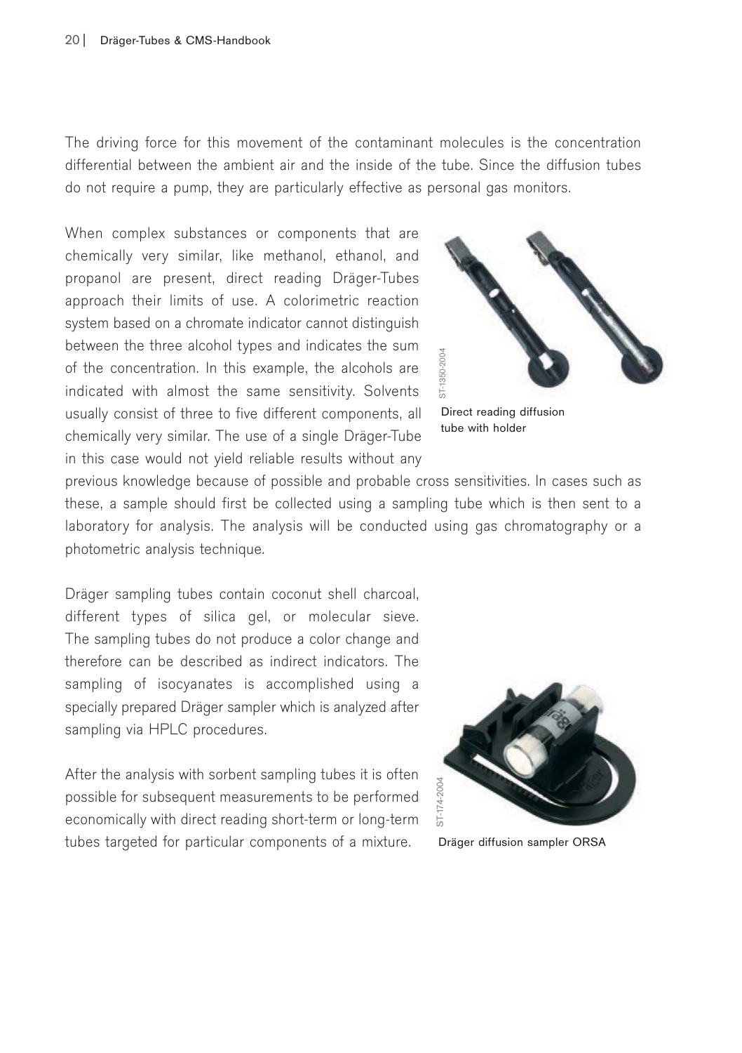The driving force for this movement of the contaminant molecules is the concentration differential between the ambient air and the inside of the tube. Since the diffusion tubes do not require a pump, they are particularly effective as personal gas monitors.

When complex substances or components that are chemically very similar, like methanol, ethanol, and propanol are present, direct reading Dräger-Tubes approach their limits of use. A colorimetric reaction system based on a chromate indicator cannot distinguish between the three alcohol types and indicates the sum of the concentration. In this example, the alcohols are indicated with almost the same sensitivity. Solvents usually consist of three to five different components, all chemically very similar. The use of a single Dräger-Tube in this case would not yield reliable results without any previous knowledge because of possible and probable cross sensitivities. In cases such as these, a sample should first be collected using a sampling tube which is then sent to a laboratory for analysis. The analysis will be conducted using gas chromatography or a photometric analysis technique.

Direct reading diffusion tube with holder

Dräger sampling tubes contain coconut shell charcoal, different types of silica gel, or molecular sieve. The sampling tubes do not produce a color change and therefore can be described as indirect indicators. The sampling of isocyanates is accomplished using a specially prepared Dräger sampler which is analyzed after sampling via HPLC procedures.

After the analysis with sorbent sampling tubes it is often possible for subsequent measurements to be performed economically with direct reading short-term or long-term tubes targeted for particular components of a mixture.

Dräger diffusion sampler ORSA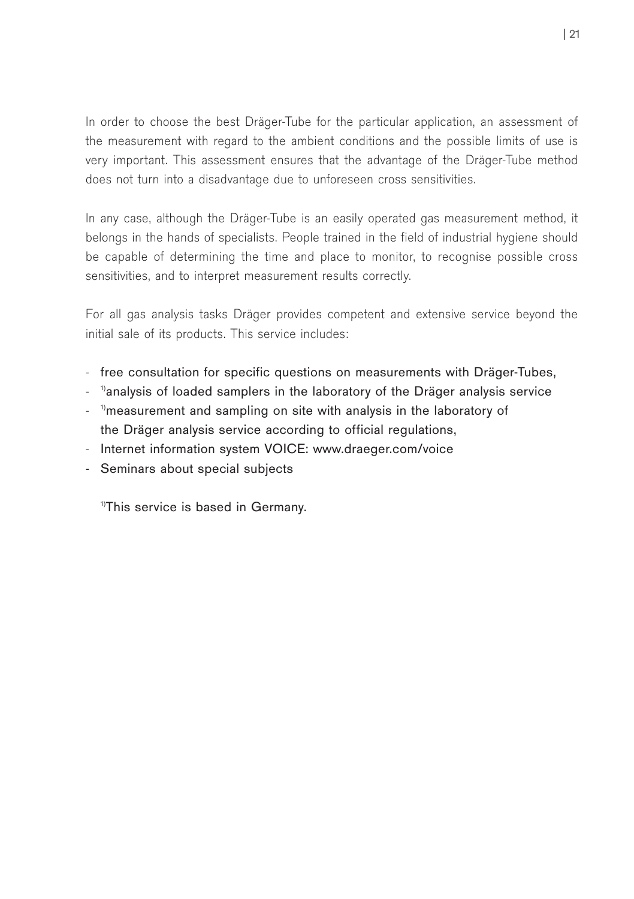In order to choose the best Dräger-Tube for the particular application, an assessment of the measurement with regard to the ambient conditions and the possible limits of use is very important. This assessment ensures that the advantage of the Dräger-Tube method does not turn into a disadvantage due to unforeseen cross sensitivities.

In any case, although the Dräger-Tube is an easily operated gas measurement method, it belongs in the hands of specialists. People trained in the field of industrial hygiene should be capable of determining the time and place to monitor, to recognise possible cross sensitivities, and to interpret measurement results correctly.

For all gas analysis tasks Dräger provides competent and extensive service beyond the initial sale of its products. This service includes:

- free consultation for specific questions on measurements with Dräger-Tubes,
- [1)]analysis of loaded samplers in the laboratory of the Dräger analysis service
- [1)]measurement and sampling on site with analysis in the laboratory of the Dräger analysis service according to official regulations,
- Internet information system VOICE: www.draeger.com/voice
- Seminars about special subjects

[1)]This service is based in Germany.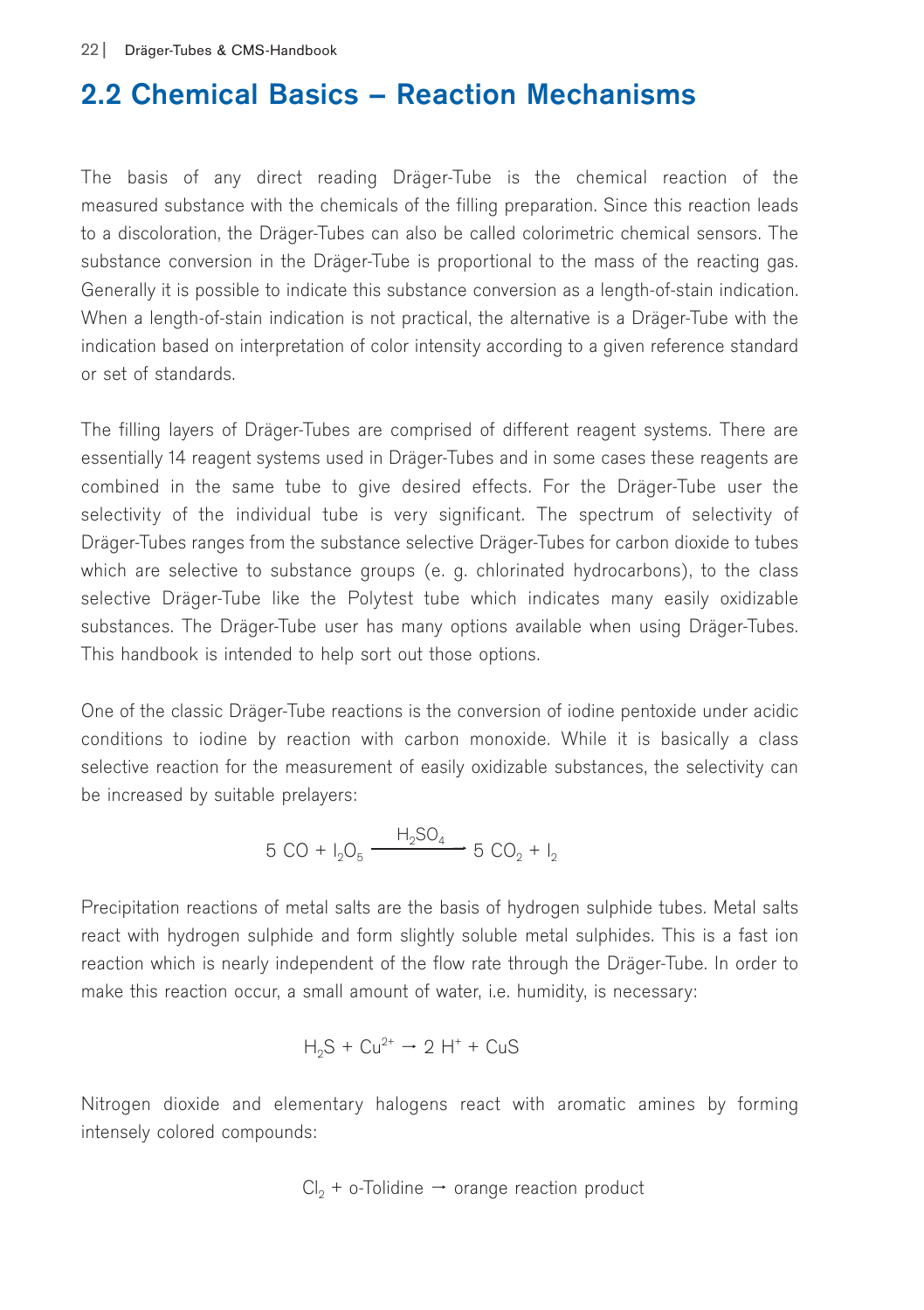## 2.2 Chemical Basics – Reaction Mechanisms

The basis of any direct reading Dräger-Tube is the chemical reaction of the measured substance with the chemicals of the filling preparation. Since this reaction leads to a discoloration, the Dräger-Tubes can also be called colorimetric chemical sensors. The substance conversion in the Dräger-Tube is proportional to the mass of the reacting gas. Generally it is possible to indicate this substance conversion as a length-of-stain indication. When a length-of-stain indication is not practical, the alternative is a Dräger-Tube with the indication based on interpretation of color intensity according to a given reference standard or set of standards.

The filling layers of Dräger-Tubes are comprised of different reagent systems. There are essentially 14 reagent systems used in Dräger-Tubes and in some cases these reagents are combined in the same tube to give desired effects. For the Dräger-Tube user the selectivity of the individual tube is very significant. The spectrum of selectivity of Dräger-Tubes ranges from the substance selective Dräger-Tubes for carbon dioxide to tubes which are selective to substance groups (e. g. chlorinated hydrocarbons), to the class selective Dräger-Tube like the Polytest tube which indicates many easily oxidizable substances. The Dräger-Tube user has many options available when using Dräger-Tubes. This handbook is intended to help sort out those options.

One of the classic Dräger-Tube reactions is the conversion of iodine pentoxide under acidic conditions to iodine by reaction with carbon monoxide. While it is basically a class selective reaction for the measurement of easily oxidizable substances, the selectivity can be increased by suitable prelayers:

$$5\ CO + I_2O_5 \xrightarrow{H_2SO_4} 5\ CO_2 + I_2$$

Precipitation reactions of metal salts are the basis of hydrogen sulphide tubes. Metal salts react with hydrogen sulphide and form slightly soluble metal sulphides. This is a fast ion reaction which is nearly independent of the flow rate through the Dräger-Tube. In order to make this reaction occur, a small amount of water, i.e. humidity, is necessary:

$$H_2S + Cu^{2+} \rightarrow 2\ H^+ + CuS$$

Nitrogen dioxide and elementary halogens react with aromatic amines by forming intensely colored compounds:

$$Cl_2 + \text{o-Tolidine} \rightarrow \text{orange reaction product}$$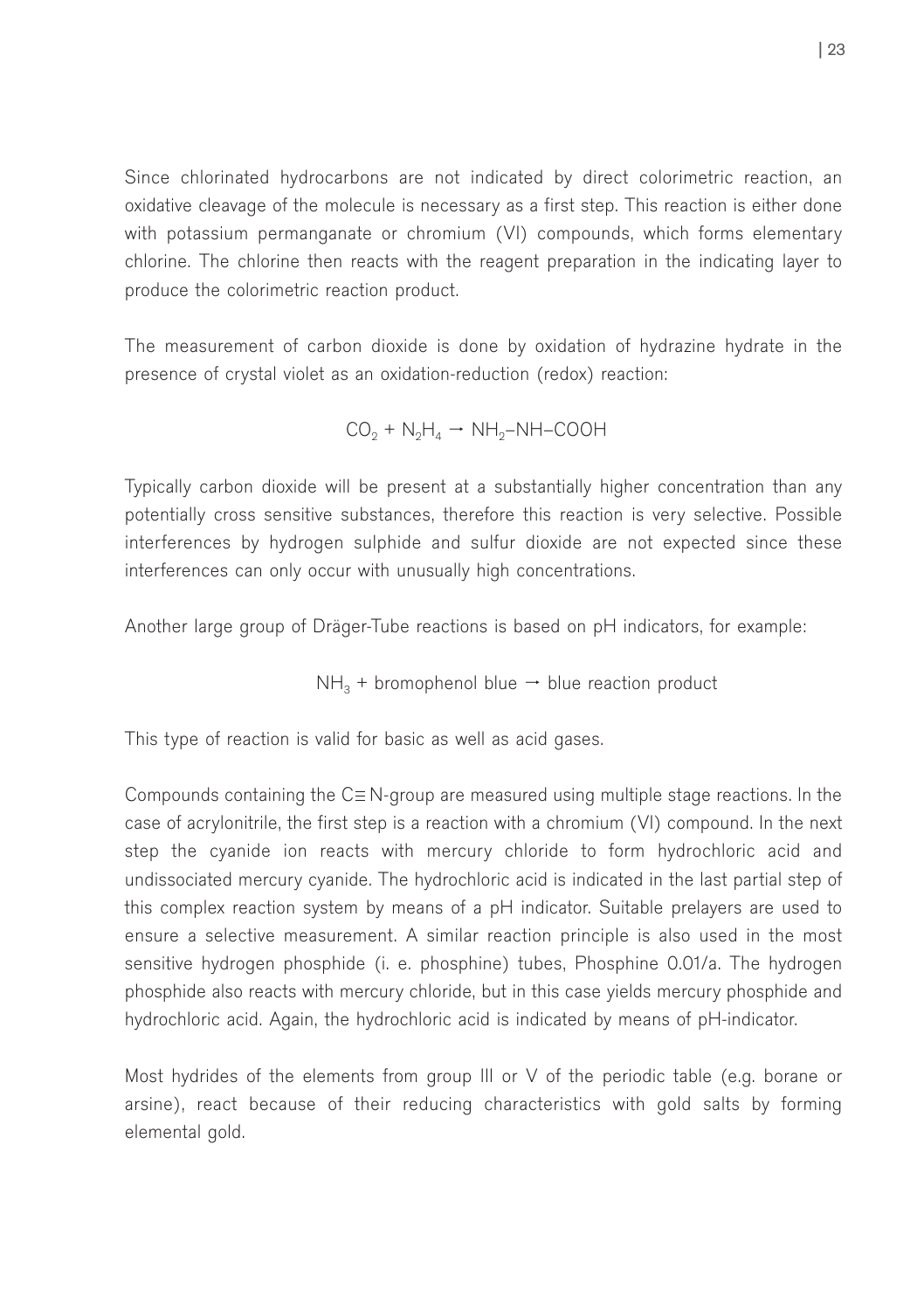Since chlorinated hydrocarbons are not indicated by direct colorimetric reaction, an oxidative cleavage of the molecule is necessary as a first step. This reaction is either done with potassium permanganate or chromium (VI) compounds, which forms elementary chlorine. The chlorine then reacts with the reagent preparation in the indicating layer to produce the colorimetric reaction product.

The measurement of carbon dioxide is done by oxidation of hydrazine hydrate in the presence of crystal violet as an oxidation-reduction (redox) reaction:

$$CO_2 + N_2H_4 \rightarrow NH_2\text{–}NH\text{–}COOH$$

Typically carbon dioxide will be present at a substantially higher concentration than any potentially cross sensitive substances, therefore this reaction is very selective. Possible interferences by hydrogen sulphide and sulfur dioxide are not expected since these interferences can only occur with unusually high concentrations.

Another large group of Dräger-Tube reactions is based on pH indicators, for example:

$$NH_3 + \text{bromophenol blue} \rightarrow \text{blue reaction product}$$

This type of reaction is valid for basic as well as acid gases.

Compounds containing the C≡N-group are measured using multiple stage reactions. In the case of acrylonitrile, the first step is a reaction with a chromium (VI) compound. In the next step the cyanide ion reacts with mercury chloride to form hydrochloric acid and undissociated mercury cyanide. The hydrochloric acid is indicated in the last partial step of this complex reaction system by means of a pH indicator. Suitable prelayers are used to ensure a selective measurement. A similar reaction principle is also used in the most sensitive hydrogen phosphide (i. e. phosphine) tubes, Phosphine 0.01/a. The hydrogen phosphide also reacts with mercury chloride, but in this case yields mercury phosphide and hydrochloric acid. Again, the hydrochloric acid is indicated by means of pH-indicator.

Most hydrides of the elements from group III or V of the periodic table (e.g. borane or arsine), react because of their reducing characteristics with gold salts by forming elemental gold.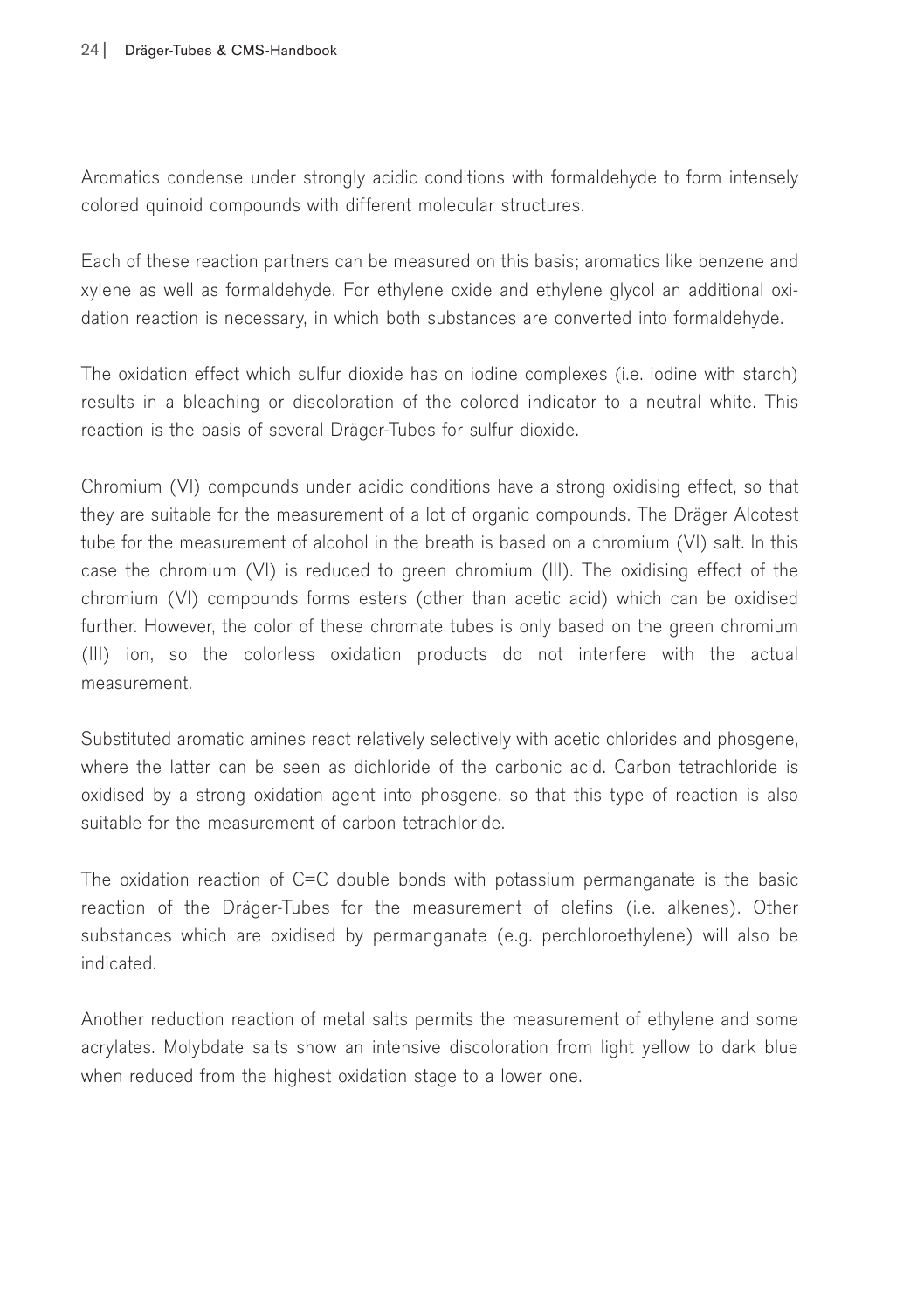Aromatics condense under strongly acidic conditions with formaldehyde to form intensely colored quinoid compounds with different molecular structures.

Each of these reaction partners can be measured on this basis; aromatics like benzene and xylene as well as formaldehyde. For ethylene oxide and ethylene glycol an additional oxidation reaction is necessary, in which both substances are converted into formaldehyde.

The oxidation effect which sulfur dioxide has on iodine complexes (i.e. iodine with starch) results in a bleaching or discoloration of the colored indicator to a neutral white. This reaction is the basis of several Dräger-Tubes for sulfur dioxide.

Chromium (VI) compounds under acidic conditions have a strong oxidising effect, so that they are suitable for the measurement of a lot of organic compounds. The Dräger Alcotest tube for the measurement of alcohol in the breath is based on a chromium (VI) salt. In this case the chromium (VI) is reduced to green chromium (III). The oxidising effect of the chromium (VI) compounds forms esters (other than acetic acid) which can be oxidised further. However, the color of these chromate tubes is only based on the green chromium (III) ion, so the colorless oxidation products do not interfere with the actual measurement.

Substituted aromatic amines react relatively selectively with acetic chlorides and phosgene, where the latter can be seen as dichloride of the carbonic acid. Carbon tetrachloride is oxidised by a strong oxidation agent into phosgene, so that this type of reaction is also suitable for the measurement of carbon tetrachloride.

The oxidation reaction of C=C double bonds with potassium permanganate is the basic reaction of the Dräger-Tubes for the measurement of olefins (i.e. alkenes). Other substances which are oxidised by permanganate (e.g. perchloroethylene) will also be indicated.

Another reduction reaction of metal salts permits the measurement of ethylene and some acrylates. Molybdate salts show an intensive discoloration from light yellow to dark blue when reduced from the highest oxidation stage to a lower one.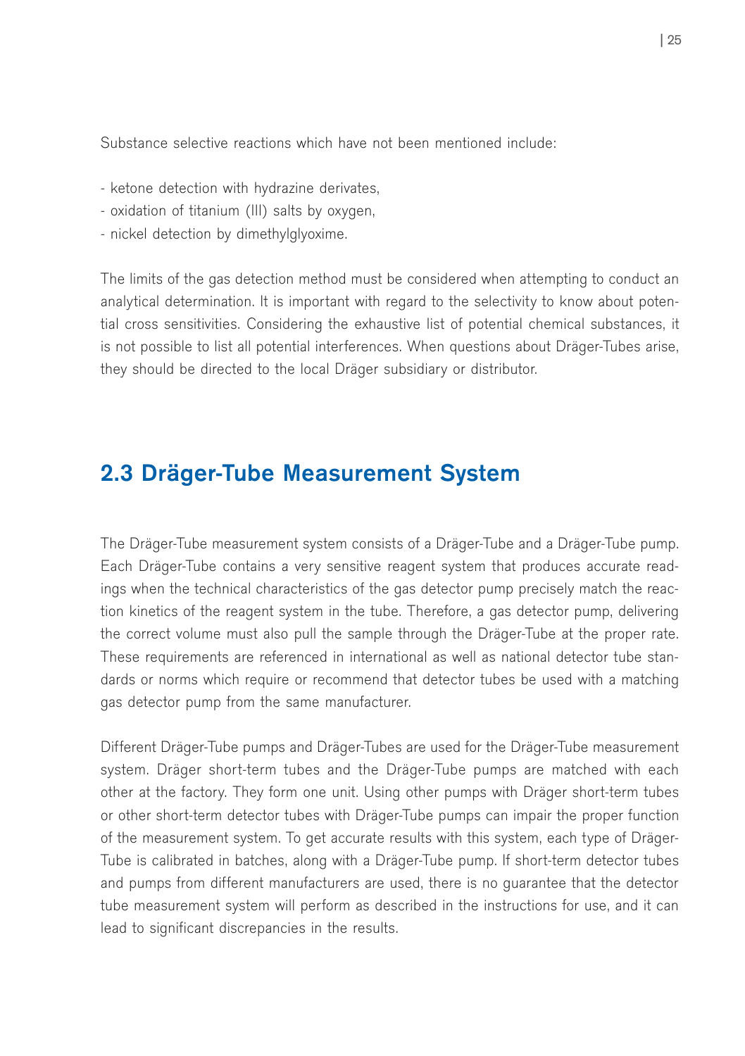Substance selective reactions which have not been mentioned include:

- ketone detection with hydrazine derivates,
- oxidation of titanium (III) salts by oxygen,
- nickel detection by dimethylglyoxime.

The limits of the gas detection method must be considered when attempting to conduct an analytical determination. It is important with regard to the selectivity to know about potential cross sensitivities. Considering the exhaustive list of potential chemical substances, it is not possible to list all potential interferences. When questions about Dräger-Tubes arise, they should be directed to the local Dräger subsidiary or distributor.

## 2.3 Dräger-Tube Measurement System

The Dräger-Tube measurement system consists of a Dräger-Tube and a Dräger-Tube pump. Each Dräger-Tube contains a very sensitive reagent system that produces accurate readings when the technical characteristics of the gas detector pump precisely match the reaction kinetics of the reagent system in the tube. Therefore, a gas detector pump, delivering the correct volume must also pull the sample through the Dräger-Tube at the proper rate. These requirements are referenced in international as well as national detector tube standards or norms which require or recommend that detector tubes be used with a matching gas detector pump from the same manufacturer.

Different Dräger-Tube pumps and Dräger-Tubes are used for the Dräger-Tube measurement system. Dräger short-term tubes and the Dräger-Tube pumps are matched with each other at the factory. They form one unit. Using other pumps with Dräger short-term tubes or other short-term detector tubes with Dräger-Tube pumps can impair the proper function of the measurement system. To get accurate results with this system, each type of Dräger-Tube is calibrated in batches, along with a Dräger-Tube pump. If short-term detector tubes and pumps from different manufacturers are used, there is no guarantee that the detector tube measurement system will perform as described in the instructions for use, and it can lead to significant discrepancies in the results.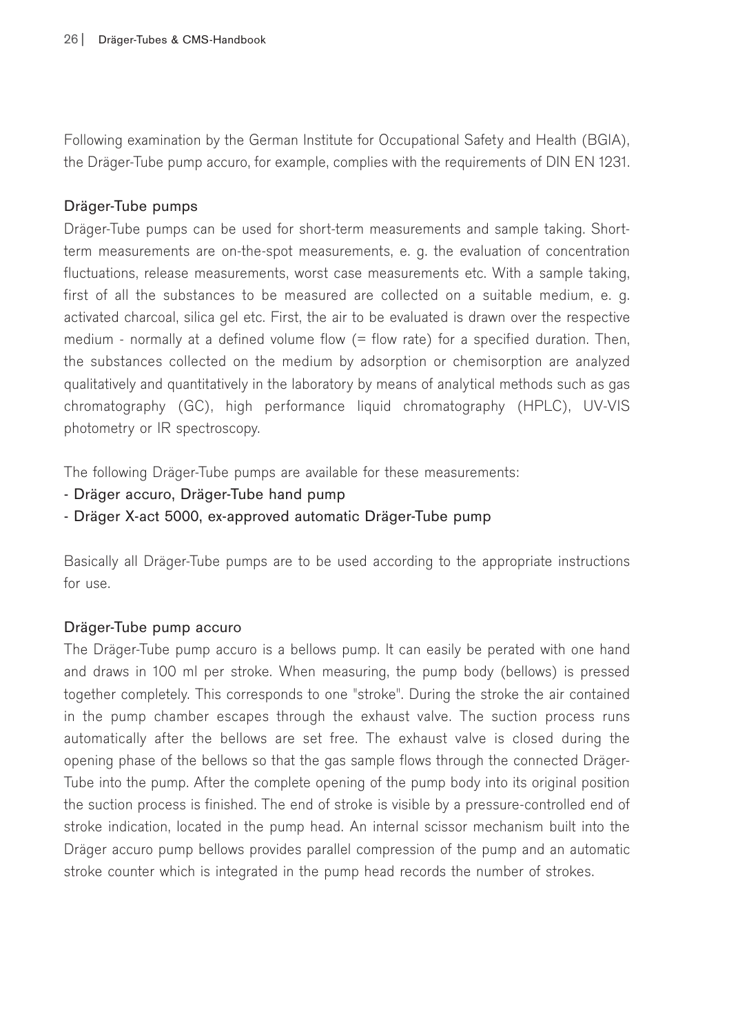Following examination by the German Institute for Occupational Safety and Health (BGIA), the Dräger-Tube pump accuro, for example, complies with the requirements of DIN EN 1231.

## Dräger-Tube pumps

Dräger-Tube pumps can be used for short-term measurements and sample taking. Short-term measurements are on-the-spot measurements, e. g. the evaluation of concentration fluctuations, release measurements, worst case measurements etc. With a sample taking, first of all the substances to be measured are collected on a suitable medium, e. g. activated charcoal, silica gel etc. First, the air to be evaluated is drawn over the respective medium - normally at a defined volume flow (= flow rate) for a specified duration. Then, the substances collected on the medium by adsorption or chemisorption are analyzed qualitatively and quantitatively in the laboratory by means of analytical methods such as gas chromatography (GC), high performance liquid chromatography (HPLC), UV-VIS photometry or IR spectroscopy.

The following Dräger-Tube pumps are available for these measurements:

- Dräger accuro, Dräger-Tube hand pump
- Dräger X-act 5000, ex-approved automatic Dräger-Tube pump

Basically all Dräger-Tube pumps are to be used according to the appropriate instructions for use.

## Dräger-Tube pump accuro

The Dräger-Tube pump accuro is a bellows pump. It can easily be perated with one hand and draws in 100 ml per stroke. When measuring, the pump body (bellows) is pressed together completely. This corresponds to one "stroke". During the stroke the air contained in the pump chamber escapes through the exhaust valve. The suction process runs automatically after the bellows are set free. The exhaust valve is closed during the opening phase of the bellows so that the gas sample flows through the connected Dräger-Tube into the pump. After the complete opening of the pump body into its original position the suction process is finished. The end of stroke is visible by a pressure-controlled end of stroke indication, located in the pump head. An internal scissor mechanism built into the Dräger accuro pump bellows provides parallel compression of the pump and an automatic stroke counter which is integrated in the pump head records the number of strokes.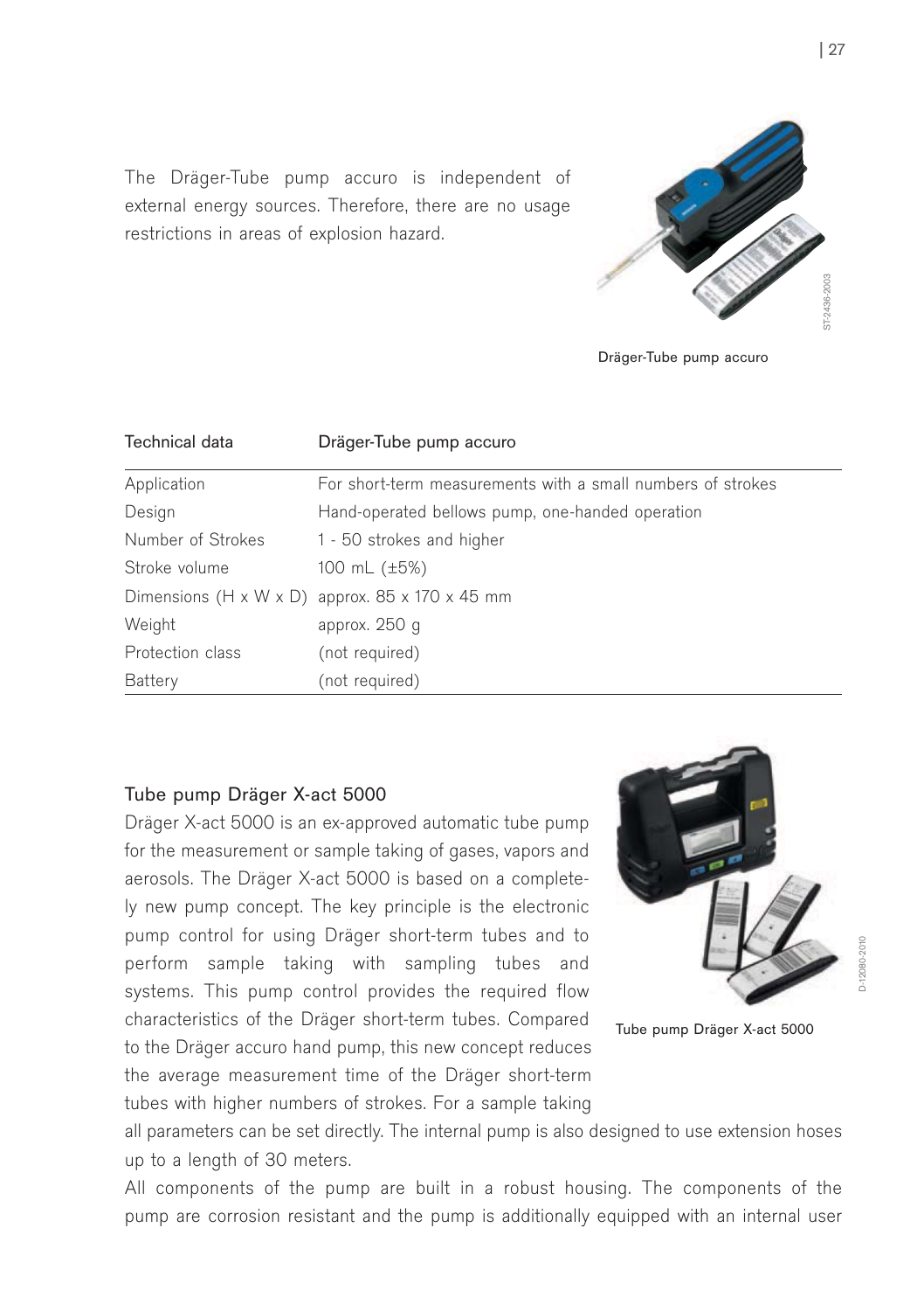The Dräger-Tube pump accuro is independent of external energy sources. Therefore, there are no usage restrictions in areas of explosion hazard.

Dräger-Tube pump accuro

| Technical data | Dräger-Tube pump accuro |
|---|---|
| Application | For short-term measurements with a small numbers of strokes |
| Design | Hand-operated bellows pump, one-handed operation |
| Number of Strokes | 1 - 50 strokes and higher |
| Stroke volume | 100 mL (±5%) |
| Dimensions (H x W x D) | approx. 85 x 170 x 45 mm |
| Weight | approx. 250 g |
| Protection class | (not required) |
| Battery | (not required) |

### Tube pump Dräger X-act 5000

Dräger X-act 5000 is an ex-approved automatic tube pump for the measurement or sample taking of gases, vapors and aerosols. The Dräger X-act 5000 is based on a completely new pump concept. The key principle is the electronic pump control for using Dräger short-term tubes and to perform sample taking with sampling tubes and systems. This pump control provides the required flow characteristics of the Dräger short-term tubes. Compared to the Dräger accuro hand pump, this new concept reduces the average measurement time of the Dräger short-term tubes with higher numbers of strokes. For a sample taking all parameters can be set directly. The internal pump is also designed to use extension hoses up to a length of 30 meters.

Tube pump Dräger X-act 5000

All components of the pump are built in a robust housing. The components of the pump are corrosion resistant and the pump is additionally equipped with an internal user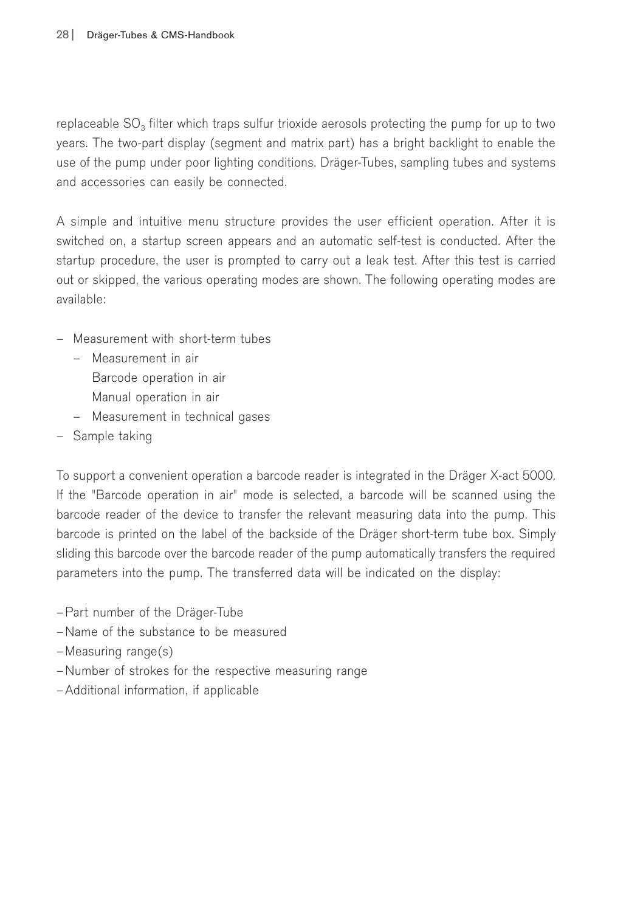replaceable $SO_3$ filter which traps sulfur trioxide aerosols protecting the pump for up to two years. The two-part display (segment and matrix part) has a bright backlight to enable the use of the pump under poor lighting conditions. Dräger-Tubes, sampling tubes and systems and accessories can easily be connected.

A simple and intuitive menu structure provides the user efficient operation. After it is switched on, a startup screen appears and an automatic self-test is conducted. After the startup procedure, the user is prompted to carry out a leak test. After this test is carried out or skipped, the various operating modes are shown. The following operating modes are available:

- Measurement with short-term tubes
  - Measurement in air
    Barcode operation in air
    Manual operation in air
  - Measurement in technical gases
- Sample taking

To support a convenient operation a barcode reader is integrated in the Dräger X-act 5000. If the "Barcode operation in air" mode is selected, a barcode will be scanned using the barcode reader of the device to transfer the relevant measuring data into the pump. This barcode is printed on the label of the backside of the Dräger short-term tube box. Simply sliding this barcode over the barcode reader of the pump automatically transfers the required parameters into the pump. The transferred data will be indicated on the display:

- Part number of the Dräger-Tube
- Name of the substance to be measured
- Measuring range(s)
- Number of strokes for the respective measuring range
- Additional information, if applicable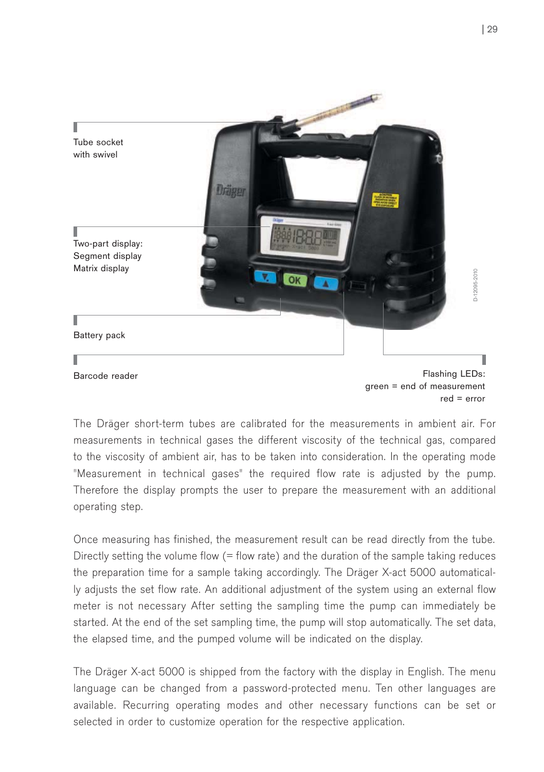Tube socket with swivel

Two-part display:
Segment display
Matrix display

Battery pack

Barcode reader

Flashing LEDs:
green = end of measurement
red = error

The Dräger short-term tubes are calibrated for the measurements in ambient air. For measurements in technical gases the different viscosity of the technical gas, compared to the viscosity of ambient air, has to be taken into consideration. In the operating mode "Measurement in technical gases" the required flow rate is adjusted by the pump. Therefore the display prompts the user to prepare the measurement with an additional operating step.

Once measuring has finished, the measurement result can be read directly from the tube. Directly setting the volume flow (= flow rate) and the duration of the sample taking reduces the preparation time for a sample taking accordingly. The Dräger X-act 5000 automatically adjusts the set flow rate. An additional adjustment of the system using an external flow meter is not necessary After setting the sampling time the pump can immediately be started. At the end of the set sampling time, the pump will stop automatically. The set data, the elapsed time, and the pumped volume will be indicated on the display.

The Dräger X-act 5000 is shipped from the factory with the display in English. The menu language can be changed from a password-protected menu. Ten other languages are available. Recurring operating modes and other necessary functions can be set or selected in order to customize operation for the respective application.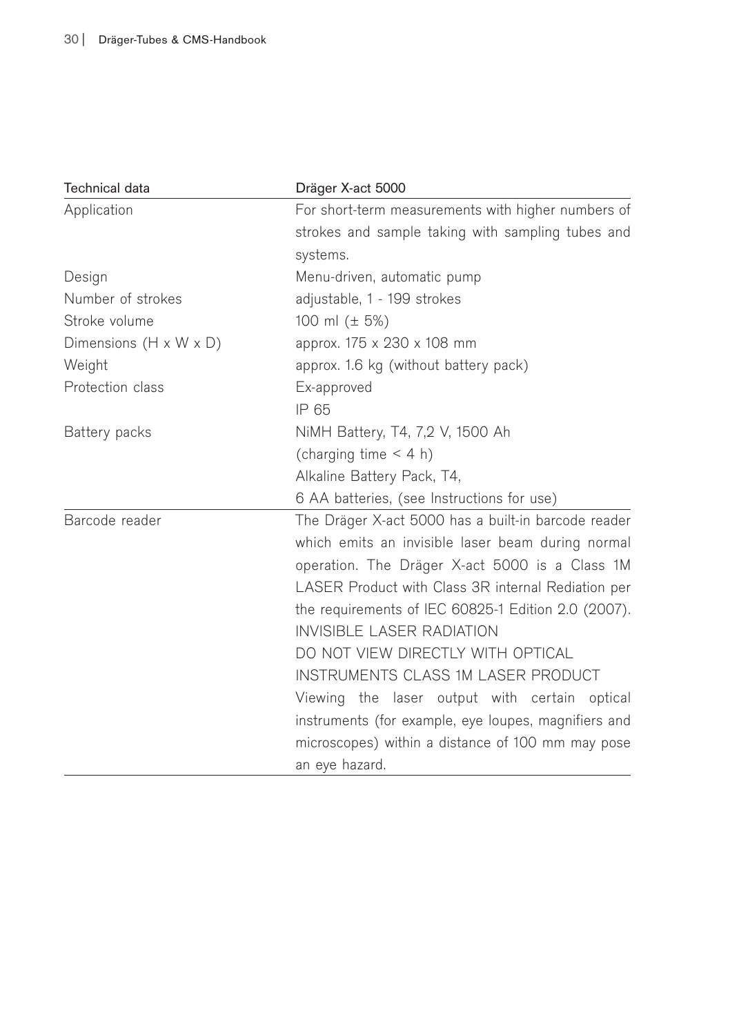| Technical data | Dräger X-act 5000 |
|---|---|
| Application | For short-term measurements with higher numbers of strokes and sample taking with sampling tubes and systems. |
| Design | Menu-driven, automatic pump |
| Number of strokes | adjustable, 1 - 199 strokes |
| Stroke volume | 100 ml (± 5%) |
| Dimensions (H x W x D) | approx. 175 x 230 x 108 mm |
| Weight | approx. 1.6 kg (without battery pack) |
| Protection class | Ex-approved<br>IP 65 |
| Battery packs | NiMH Battery, T4, 7,2 V, 1500 Ah<br>(charging time < 4 h)<br>Alkaline Battery Pack, T4,<br>6 AA batteries, (see Instructions for use) |
| Barcode reader | The Dräger X-act 5000 has a built-in barcode reader which emits an invisible laser beam during normal operation. The Dräger X-act 5000 is a Class 1M LASER Product with Class 3R internal Rediation per the requirements of IEC 60825-1 Edition 2.0 (2007).<br>INVISIBLE LASER RADIATION<br>DO NOT VIEW DIRECTLY WITH OPTICAL INSTRUMENTS CLASS 1M LASER PRODUCT<br>Viewing the laser output with certain optical instruments (for example, eye loupes, magnifiers and microscopes) within a distance of 100 mm may pose an eye hazard. |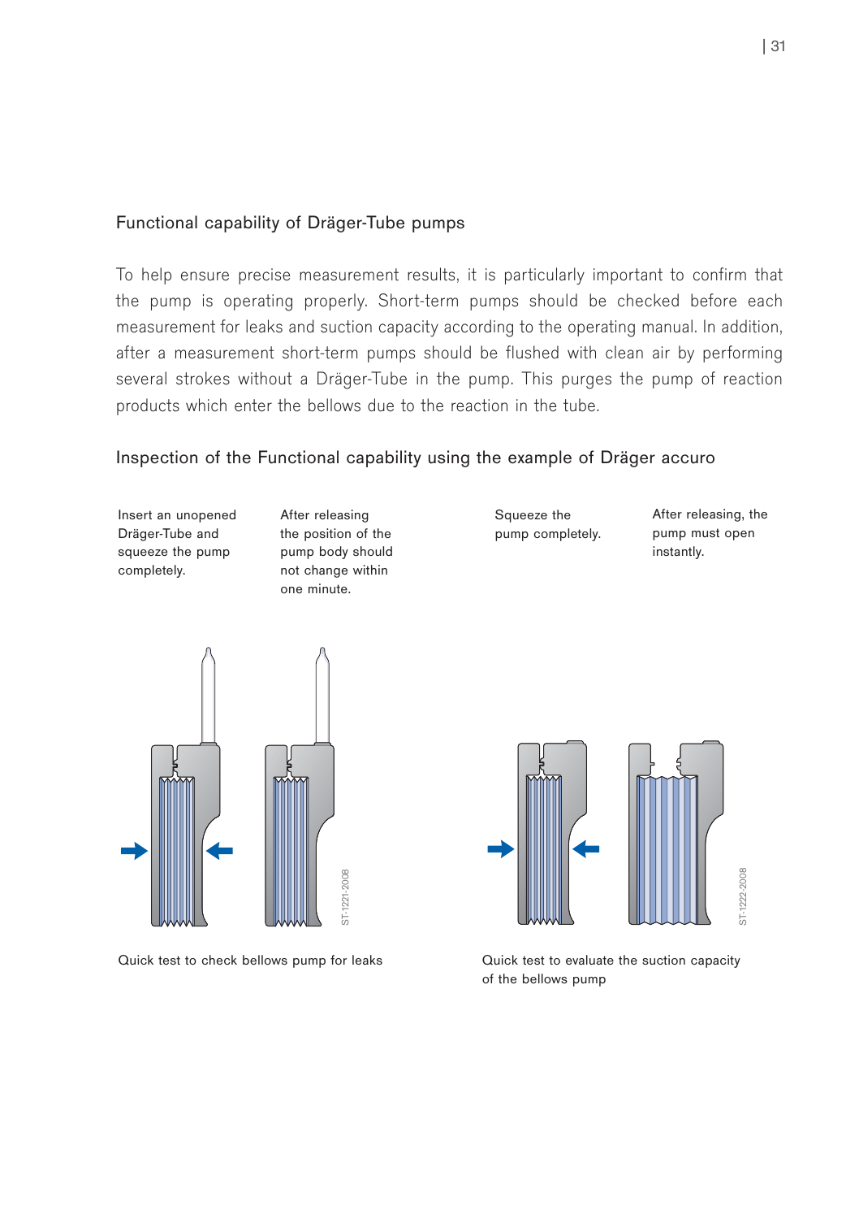## Functional capability of Dräger-Tube pumps

To help ensure precise measurement results, it is particularly important to confirm that the pump is operating properly. Short-term pumps should be checked before each measurement for leaks and suction capacity according to the operating manual. In addition, after a measurement short-term pumps should be flushed with clean air by performing several strokes without a Dräger-Tube in the pump. This purges the pump of reaction products which enter the bellows due to the reaction in the tube.

## Inspection of the Functional capability using the example of Dräger accuro

Insert an unopened Dräger-Tube and squeeze the pump completely.

After releasing the position of the pump body should not change within one minute.

Squeeze the pump completely.

After releasing, the pump must open instantly.

ST-1221-2008

Quick test to check bellows pump for leaks

ST-1222-2008

Quick test to evaluate the suction capacity of the bellows pump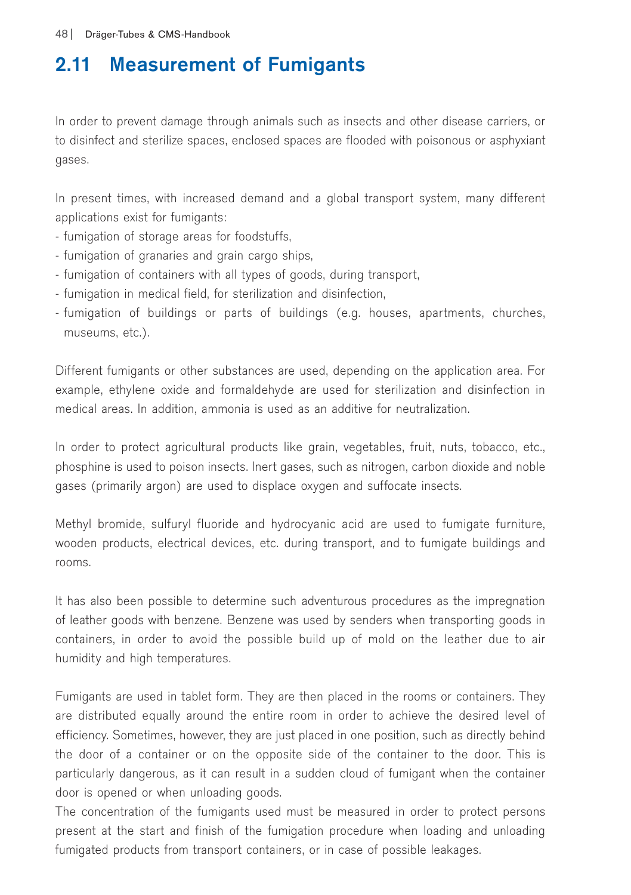## 2.11 Measurement of Fumigants

In order to prevent damage through animals such as insects and other disease carriers, or to disinfect and sterilize spaces, enclosed spaces are flooded with poisonous or asphyxiant gases.

In present times, with increased demand and a global transport system, many different applications exist for fumigants:

- fumigation of storage areas for foodstuffs,
- fumigation of granaries and grain cargo ships,
- fumigation of containers with all types of goods, during transport,
- fumigation in medical field, for sterilization and disinfection,
- fumigation of buildings or parts of buildings (e.g. houses, apartments, churches, museums, etc.).

Different fumigants or other substances are used, depending on the application area. For example, ethylene oxide and formaldehyde are used for sterilization and disinfection in medical areas. In addition, ammonia is used as an additive for neutralization.

In order to protect agricultural products like grain, vegetables, fruit, nuts, tobacco, etc., phosphine is used to poison insects. Inert gases, such as nitrogen, carbon dioxide and noble gases (primarily argon) are used to displace oxygen and suffocate insects.

Methyl bromide, sulfuryl fluoride and hydrocyanic acid are used to fumigate furniture, wooden products, electrical devices, etc. during transport, and to fumigate buildings and rooms.

It has also been possible to determine such adventurous procedures as the impregnation of leather goods with benzene. Benzene was used by senders when transporting goods in containers, in order to avoid the possible build up of mold on the leather due to air humidity and high temperatures.

Fumigants are used in tablet form. They are then placed in the rooms or containers. They are distributed equally around the entire room in order to achieve the desired level of efficiency. Sometimes, however, they are just placed in one position, such as directly behind the door of a container or on the opposite side of the container to the door. This is particularly dangerous, as it can result in a sudden cloud of fumigant when the container door is opened or when unloading goods.
The concentration of the fumigants used must be measured in order to protect persons present at the start and finish of the fumigation procedure when loading and unloading fumigated products from transport containers, or in case of possible leakages.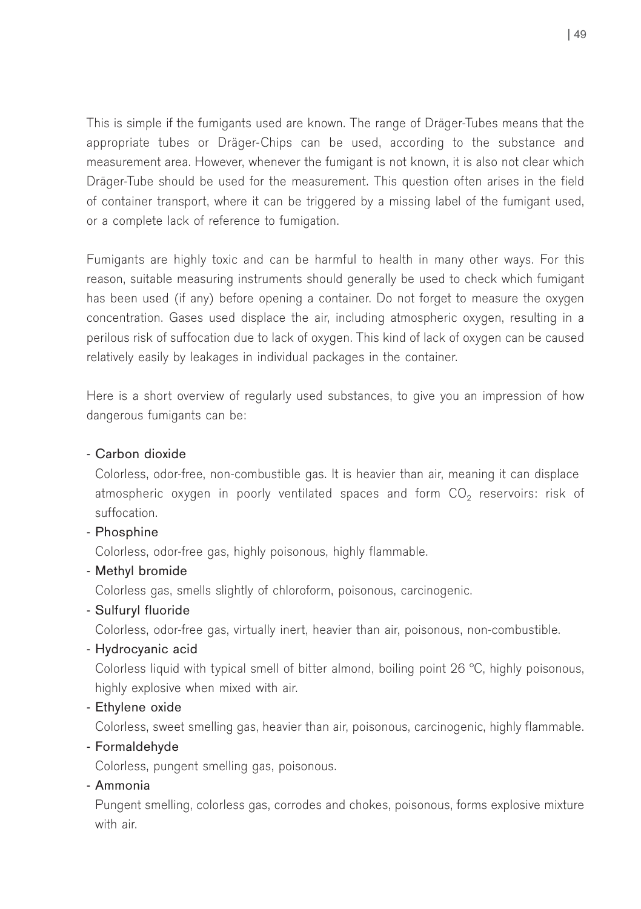This is simple if the fumigants used are known. The range of Dräger-Tubes means that the appropriate tubes or Dräger-Chips can be used, according to the substance and measurement area. However, whenever the fumigant is not known, it is also not clear which Dräger-Tube should be used for the measurement. This question often arises in the field of container transport, where it can be triggered by a missing label of the fumigant used, or a complete lack of reference to fumigation.

Fumigants are highly toxic and can be harmful to health in many other ways. For this reason, suitable measuring instruments should generally be used to check which fumigant has been used (if any) before opening a container. Do not forget to measure the oxygen concentration. Gases used displace the air, including atmospheric oxygen, resulting in a perilous risk of suffocation due to lack of oxygen. This kind of lack of oxygen can be caused relatively easily by leakages in individual packages in the container.

Here is a short overview of regularly used substances, to give you an impression of how dangerous fumigants can be:

- Carbon dioxide
  Colorless, odor-free, non-combustible gas. It is heavier than air, meaning it can displace atmospheric oxygen in poorly ventilated spaces and form $CO_2$ reservoirs: risk of suffocation.
- Phosphine
  Colorless, odor-free gas, highly poisonous, highly flammable.
- Methyl bromide
  Colorless gas, smells slightly of chloroform, poisonous, carcinogenic.
- Sulfuryl fluoride
  Colorless, odor-free gas, virtually inert, heavier than air, poisonous, non-combustible.
- Hydrocyanic acid
  Colorless liquid with typical smell of bitter almond, boiling point 26 °C, highly poisonous, highly explosive when mixed with air.
- Ethylene oxide
  Colorless, sweet smelling gas, heavier than air, poisonous, carcinogenic, highly flammable.
- Formaldehyde
  Colorless, pungent smelling gas, poisonous.
- Ammonia
  Pungent smelling, colorless gas, corrodes and chokes, poisonous, forms explosive mixture with air.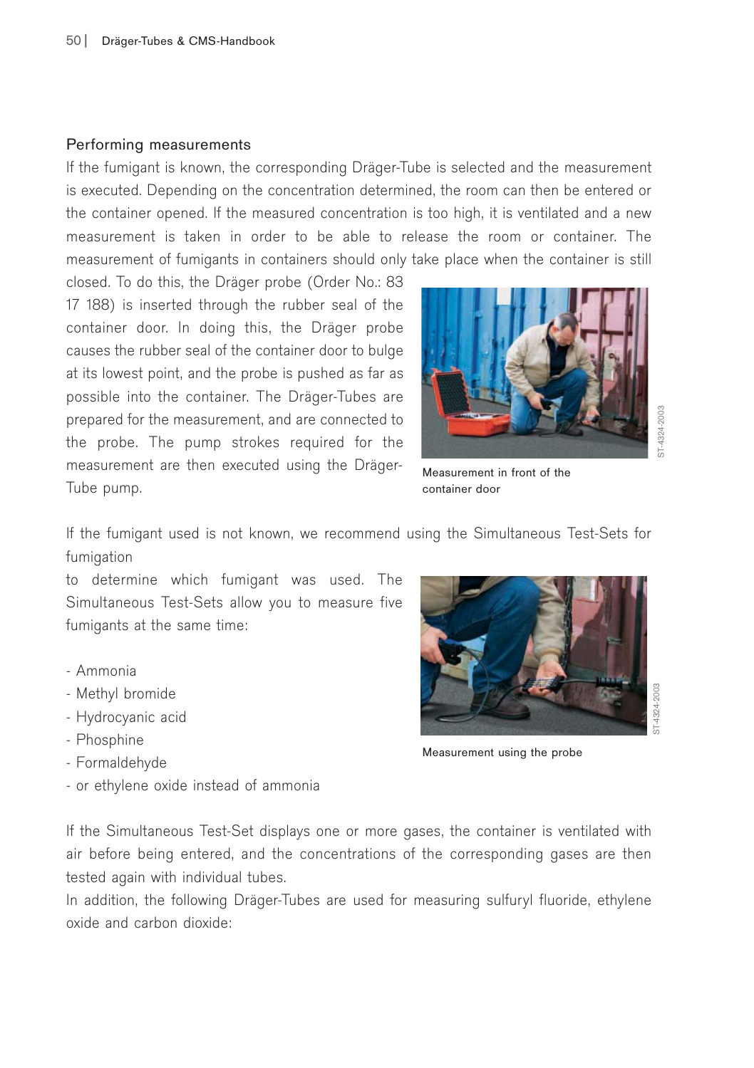## Performing measurements

If the fumigant is known, the corresponding Dräger-Tube is selected and the measurement is executed. Depending on the concentration determined, the room can then be entered or the container opened. If the measured concentration is too high, it is ventilated and a new measurement is taken in order to be able to release the room or container. The measurement of fumigants in containers should only take place when the container is still closed. To do this, the Dräger probe (Order No.: 83 17 188) is inserted through the rubber seal of the container door. In doing this, the Dräger probe causes the rubber seal of the container door to bulge at its lowest point, and the probe is pushed as far as possible into the container. The Dräger-Tubes are prepared for the measurement, and are connected to the probe. The pump strokes required for the measurement are then executed using the Dräger-Tube pump.

Measurement in front of the container door

If the fumigant used is not known, we recommend using the Simultaneous Test-Sets for fumigation to determine which fumigant was used. The Simultaneous Test-Sets allow you to measure five fumigants at the same time:

- Ammonia
- Methyl bromide
- Hydrocyanic acid
- Phosphine
- Formaldehyde
- or ethylene oxide instead of ammonia

Measurement using the probe

If the Simultaneous Test-Set displays one or more gases, the container is ventilated with air before being entered, and the concentrations of the corresponding gases are then tested again with individual tubes.

In addition, the following Dräger-Tubes are used for measuring sulfuryl fluoride, ethylene oxide and carbon dioxide: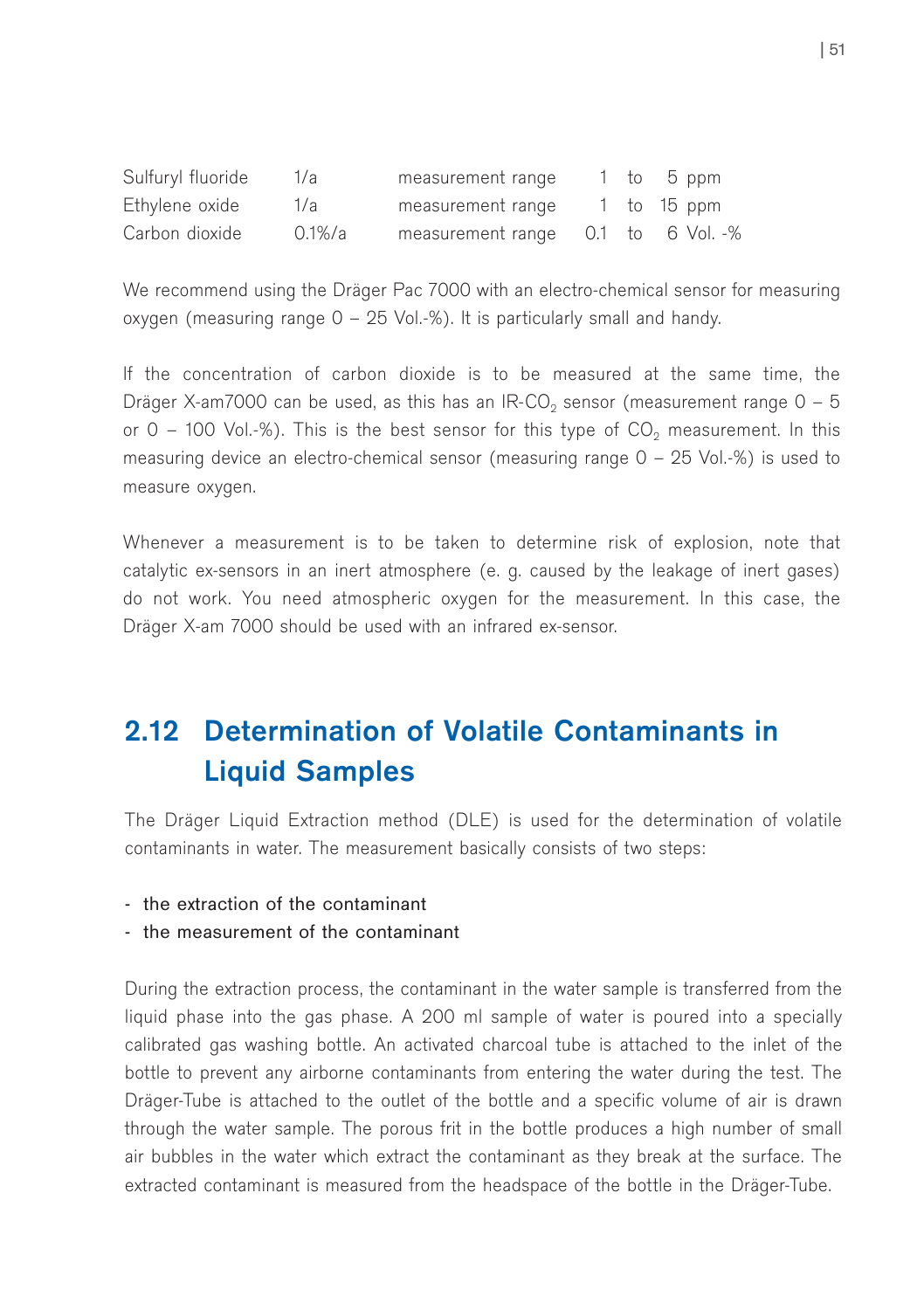| | | | |
|---|---|---|---|
| Sulfuryl fluoride | 1/a | measurement range | 1 to 5 ppm |
| Ethylene oxide | 1/a | measurement range | 1 to 15 ppm |
| Carbon dioxide | 0.1%/a | measurement range | 0.1 to 6 Vol. -% |

We recommend using the Dräger Pac 7000 with an electro-chemical sensor for measuring oxygen (measuring range 0 – 25 Vol.-%). It is particularly small and handy.

If the concentration of carbon dioxide is to be measured at the same time, the Dräger X-am7000 can be used, as this has an IR-$CO_2$ sensor (measurement range 0 – 5 or 0 – 100 Vol.-%). This is the best sensor for this type of $CO_2$ measurement. In this measuring device an electro-chemical sensor (measuring range 0 – 25 Vol.-%) is used to measure oxygen.

Whenever a measurement is to be taken to determine risk of explosion, note that catalytic ex-sensors in an inert atmosphere (e. g. caused by the leakage of inert gases) do not work. You need atmospheric oxygen for the measurement. In this case, the Dräger X-am 7000 should be used with an infrared ex-sensor.

## 2.12 Determination of Volatile Contaminants in Liquid Samples

The Dräger Liquid Extraction method (DLE) is used for the determination of volatile contaminants in water. The measurement basically consists of two steps:

- the extraction of the contaminant
- the measurement of the contaminant

During the extraction process, the contaminant in the water sample is transferred from the liquid phase into the gas phase. A 200 ml sample of water is poured into a specially calibrated gas washing bottle. An activated charcoal tube is attached to the inlet of the bottle to prevent any airborne contaminants from entering the water during the test. The Dräger-Tube is attached to the outlet of the bottle and a specific volume of air is drawn through the water sample. The porous frit in the bottle produces a high number of small air bubbles in the water which extract the contaminant as they break at the surface. The extracted contaminant is measured from the headspace of the bottle in the Dräger-Tube.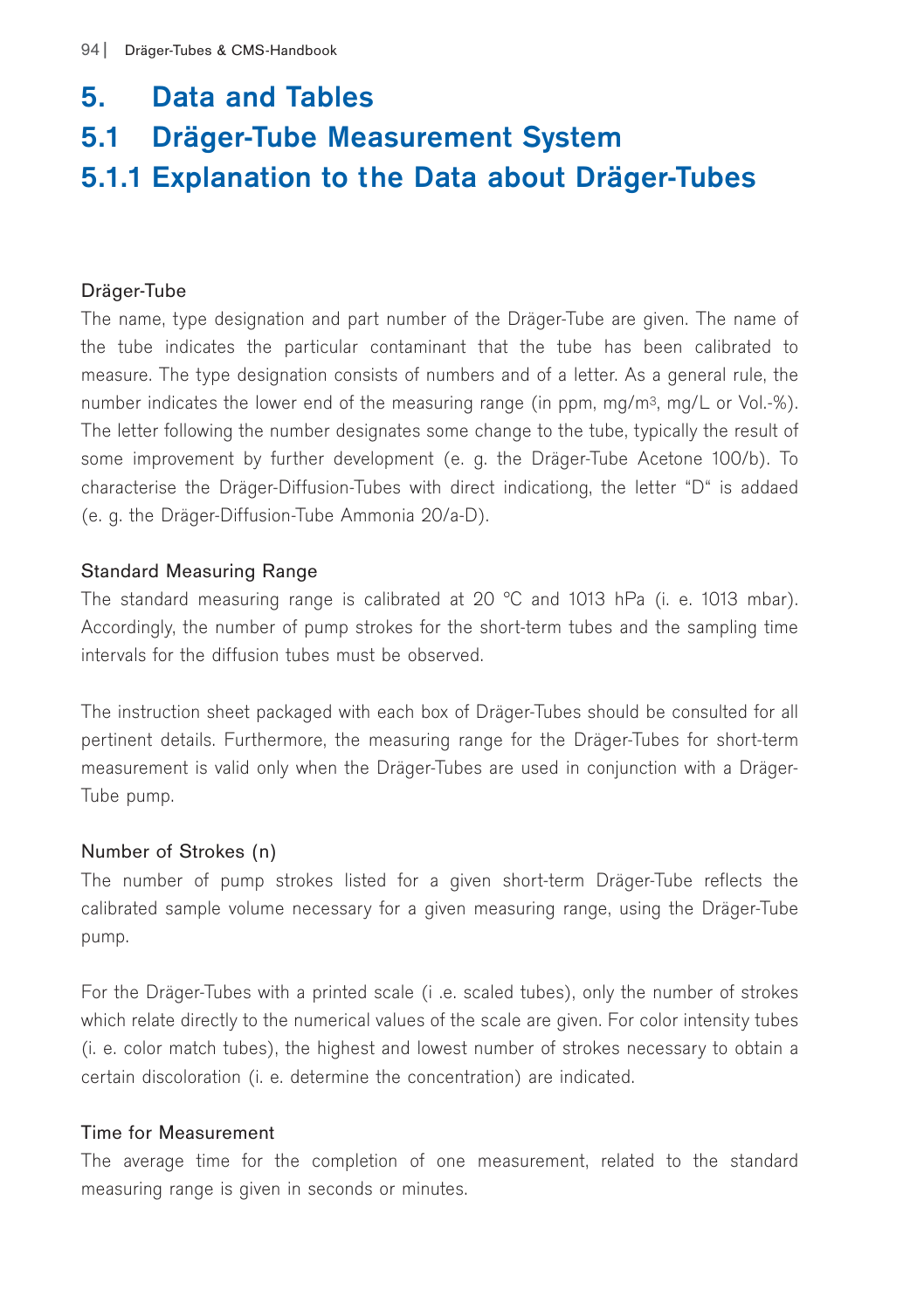# 5. Data and Tables

## 5.1 Dräger-Tube Measurement System

### 5.1.1 Explanation to the Data about Dräger-Tubes

#### Dräger-Tube

The name, type designation and part number of the Dräger-Tube are given. The name of the tube indicates the particular contaminant that the tube has been calibrated to measure. The type designation consists of numbers and of a letter. As a general rule, the number indicates the lower end of the measuring range (in ppm, mg/m$^3$, mg/L or Vol.-%). The letter following the number designates some change to the tube, typically the result of some improvement by further development (e. g. the Dräger-Tube Acetone 100/b). To characterise the Dräger-Diffusion-Tubes with direct indicationg, the letter "D" is addaed (e. g. the Dräger-Diffusion-Tube Ammonia 20/a-D).

#### Standard Measuring Range

The standard measuring range is calibrated at 20 °C and 1013 hPa (i. e. 1013 mbar). Accordingly, the number of pump strokes for the short-term tubes and the sampling time intervals for the diffusion tubes must be observed.

The instruction sheet packaged with each box of Dräger-Tubes should be consulted for all pertinent details. Furthermore, the measuring range for the Dräger-Tubes for short-term measurement is valid only when the Dräger-Tubes are used in conjunction with a Dräger-Tube pump.

#### Number of Strokes (n)

The number of pump strokes listed for a given short-term Dräger-Tube reflects the calibrated sample volume necessary for a given measuring range, using the Dräger-Tube pump.

For the Dräger-Tubes with a printed scale (i .e. scaled tubes), only the number of strokes which relate directly to the numerical values of the scale are given. For color intensity tubes (i. e. color match tubes), the highest and lowest number of strokes necessary to obtain a certain discoloration (i. e. determine the concentration) are indicated.

#### Time for Measurement

The average time for the completion of one measurement, related to the standard measuring range is given in seconds or minutes.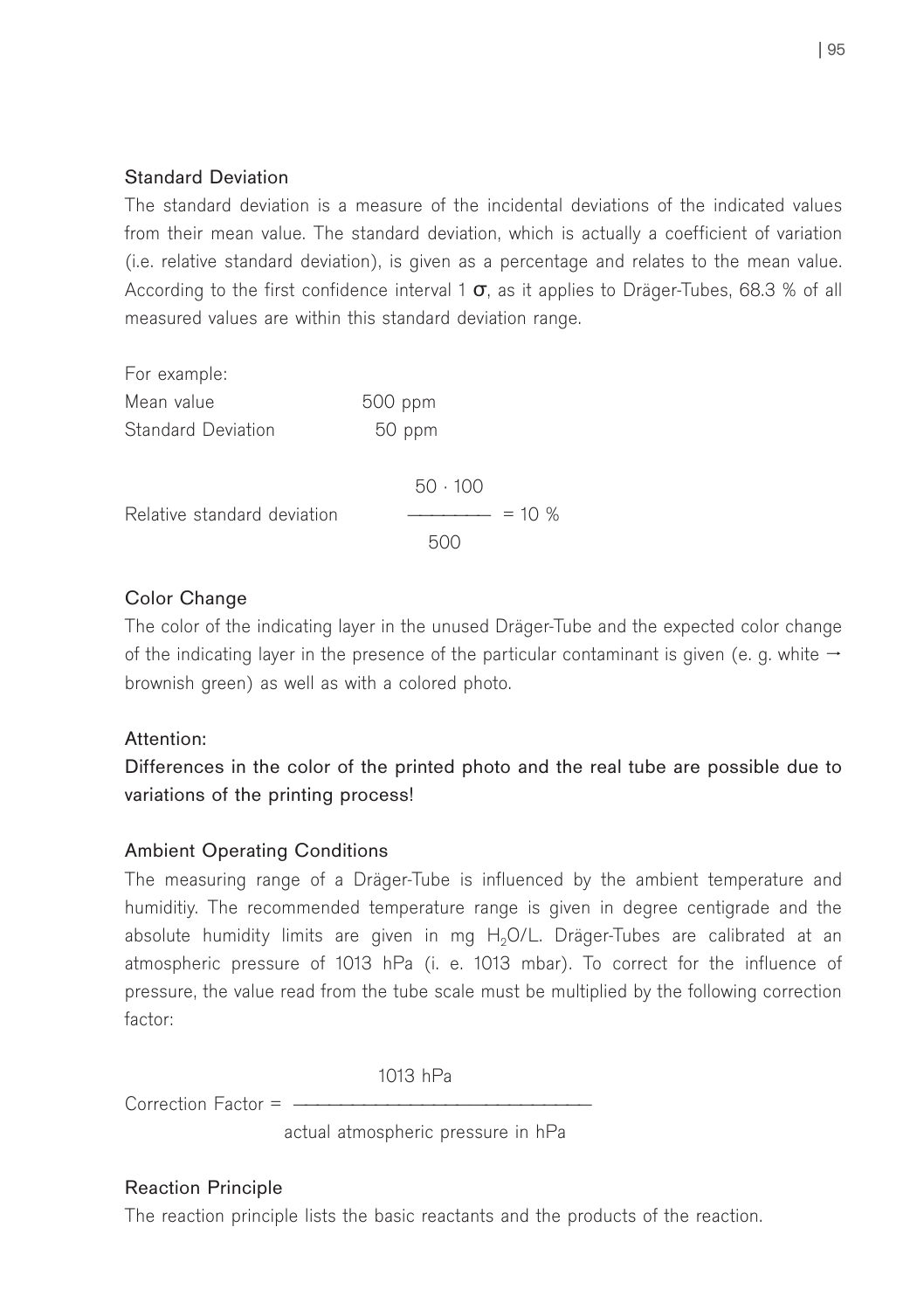### Standard Deviation

The standard deviation is a measure of the incidental deviations of the indicated values from their mean value. The standard deviation, which is actually a coefficient of variation (i.e. relative standard deviation), is given as a percentage and relates to the mean value. According to the first confidence interval 1 $\sigma$, as it applies to Dräger-Tubes, 68.3 % of all measured values are within this standard deviation range.

For example:

| | |
|---|---|
| Mean value | 500 ppm |
| Standard Deviation | 50 ppm |

Relative standard deviation $\dfrac{50 \cdot 100}{500} = 10\ \%$

### Color Change

The color of the indicating layer in the unused Dräger-Tube and the expected color change of the indicating layer in the presence of the particular contaminant is given (e. g. white → brownish green) as well as with a colored photo.

### Attention:

**Differences in the color of the printed photo and the real tube are possible due to variations of the printing process!**

### Ambient Operating Conditions

The measuring range of a Dräger-Tube is influenced by the ambient temperature and humiditiy. The recommended temperature range is given in degree centigrade and the absolute humidity limits are given in mg $H_2O$/L. Dräger-Tubes are calibrated at an atmospheric pressure of 1013 hPa (i. e. 1013 mbar). To correct for the influence of pressure, the value read from the tube scale must be multiplied by the following correction factor:

$$\text{Correction Factor} = \frac{1013\ \text{hPa}}{\text{actual atmospheric pressure in hPa}}$$

### Reaction Principle

The reaction principle lists the basic reactants and the products of the reaction.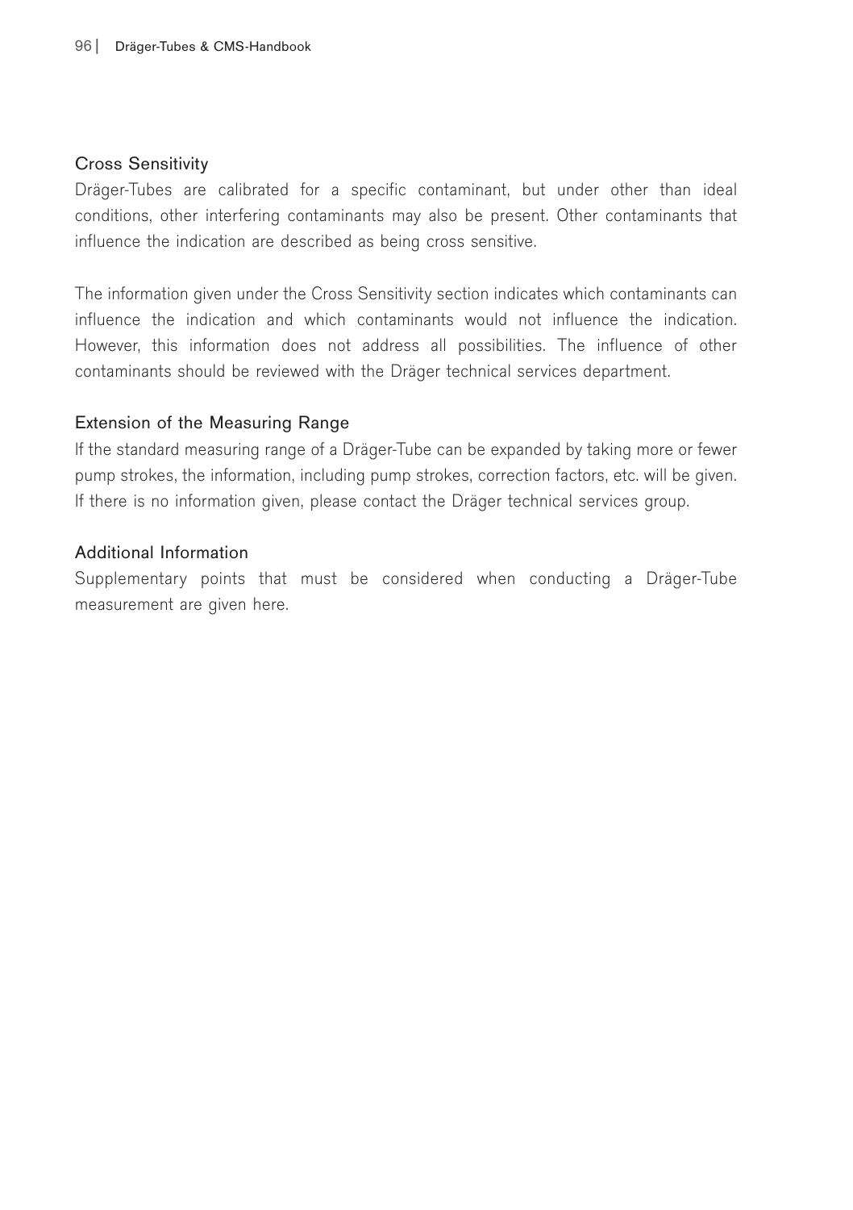### Cross Sensitivity

Dräger-Tubes are calibrated for a specific contaminant, but under other than ideal conditions, other interfering contaminants may also be present. Other contaminants that influence the indication are described as being cross sensitive.

The information given under the Cross Sensitivity section indicates which contaminants can influence the indication and which contaminants would not influence the indication. However, this information does not address all possibilities. The influence of other contaminants should be reviewed with the Dräger technical services department.

### Extension of the Measuring Range

If the standard measuring range of a Dräger-Tube can be expanded by taking more or fewer pump strokes, the information, including pump strokes, correction factors, etc. will be given. If there is no information given, please contact the Dräger technical services group.

### Additional Information

Supplementary points that must be considered when conducting a Dräger-Tube measurement are given here.